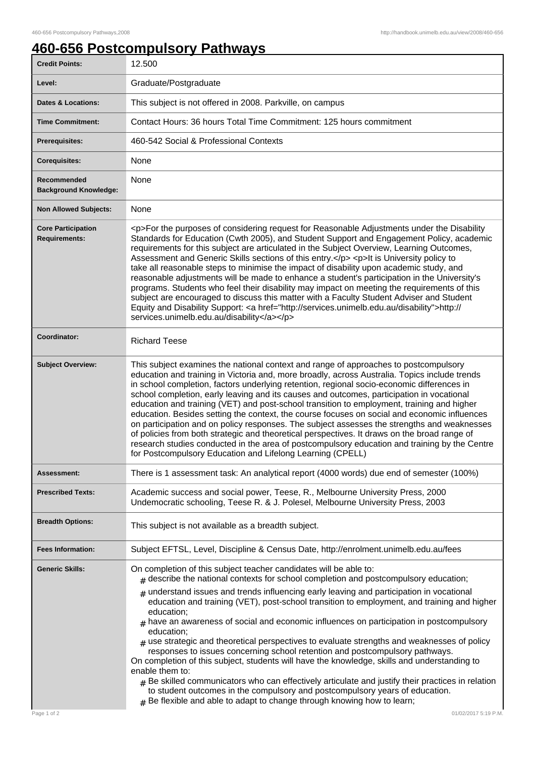# 460-656 Postcompulsory Pathways

| | |
|---|---|
| **Credit Points:** | 12.500 |
| **Level:** | Graduate/Postgraduate |
| **Dates & Locations:** | This subject is not offered in 2008. Parkville, on campus |
| **Time Commitment:** | Contact Hours: 36 hours Total Time Commitment: 125 hours commitment |
| **Prerequisites:** | 460-542 Social & Professional Contexts |
| **Corequisites:** | None |
| **Recommended Background Knowledge:** | None |
| **Non Allowed Subjects:** | None |
| **Core Participation Requirements:** | <p>For the purposes of considering request for Reasonable Adjustments under the Disability Standards for Education (Cwth 2005), and Student Support and Engagement Policy, academic requirements for this subject are articulated in the Subject Overview, Learning Outcomes, Assessment and Generic Skills sections of this entry.</p> <p>It is University policy to take all reasonable steps to minimise the impact of disability upon academic study, and reasonable adjustments will be made to enhance a student's participation in the University's programs. Students who feel their disability may impact on meeting the requirements of this subject are encouraged to discuss this matter with a Faculty Student Adviser and Student Equity and Disability Support: <a href="http://services.unimelb.edu.au/disability">http://services.unimelb.edu.au/disability</a></p> |
| **Coordinator:** | Richard Teese |
| **Subject Overview:** | This subject examines the national context and range of approaches to postcompulsory education and training in Victoria and, more broadly, across Australia. Topics include trends in school completion, factors underlying retention, regional socio-economic differences in school completion, early leaving and its causes and outcomes, participation in vocational education and training (VET) and post-school transition to employment, training and higher education. Besides setting the context, the course focuses on social and economic influences on participation and on policy responses. The subject assesses the strengths and weaknesses of policies from both strategic and theoretical perspectives. It draws on the broad range of research studies conducted in the area of postcompulsory education and training by the Centre for Postcompulsory Education and Lifelong Learning (CPELL) |
| **Assessment:** | There is 1 assessment task: An analytical report (4000 words) due end of semester (100%) |
| **Prescribed Texts:** | Academic success and social power, Teese, R., Melbourne University Press, 2000<br>Undemocratic schooling, Teese R. & J. Polesel, Melbourne University Press, 2003 |
| **Breadth Options:** | This subject is not available as a breadth subject. |
| **Fees Information:** | Subject EFTSL, Level, Discipline & Census Date, http://enrolment.unimelb.edu.au/fees |
| **Generic Skills:** | On completion of this subject teacher candidates will be able to:<br># describe the national contexts for school completion and postcompulsory education;<br># understand issues and trends influencing early leaving and participation in vocational education and training (VET), post-school transition to employment, and training and higher education;<br># have an awareness of social and economic influences on participation in postcompulsory education;<br># use strategic and theoretical perspectives to evaluate strengths and weaknesses of policy responses to issues concerning school retention and postcompulsory pathways.<br>On completion of this subject, students will have the knowledge, skills and understanding to enable them to:<br># Be skilled communicators who can effectively articulate and justify their practices in relation to student outcomes in the compulsory and postcompulsory years of education.<br># Be flexible and able to adapt to change through knowing how to learn; |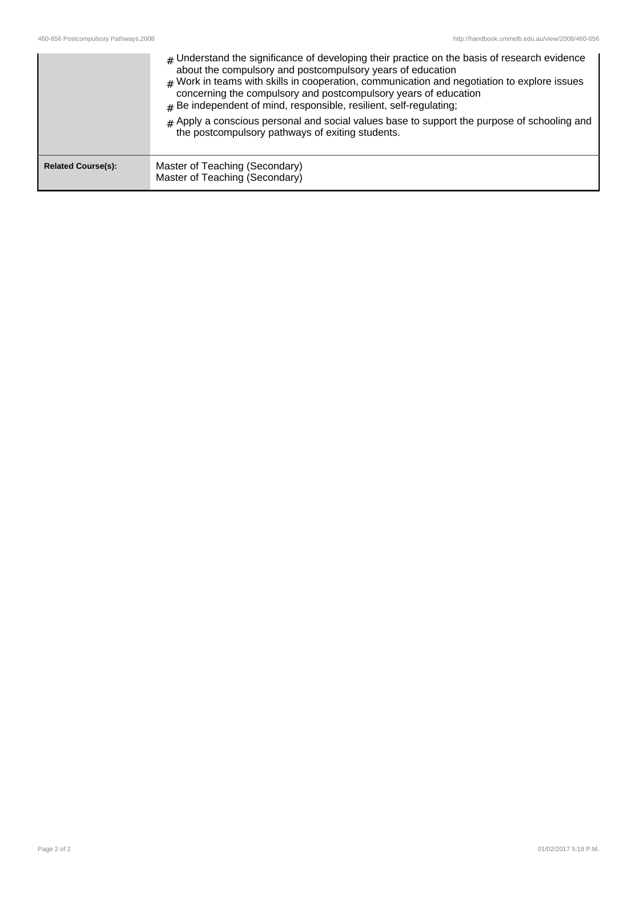| | |
|---|---|
| | # Understand the significance of developing their practice on the basis of research evidence about the compulsory and postcompulsory years of education<br># Work in teams with skills in cooperation, communication and negotiation to explore issues concerning the compulsory and postcompulsory years of education<br># Be independent of mind, responsible, resilient, self-regulating;<br># Apply a conscious personal and social values base to support the purpose of schooling and the postcompulsory pathways of exiting students. |
| **Related Course(s):** | Master of Teaching (Secondary)<br>Master of Teaching (Secondary) |